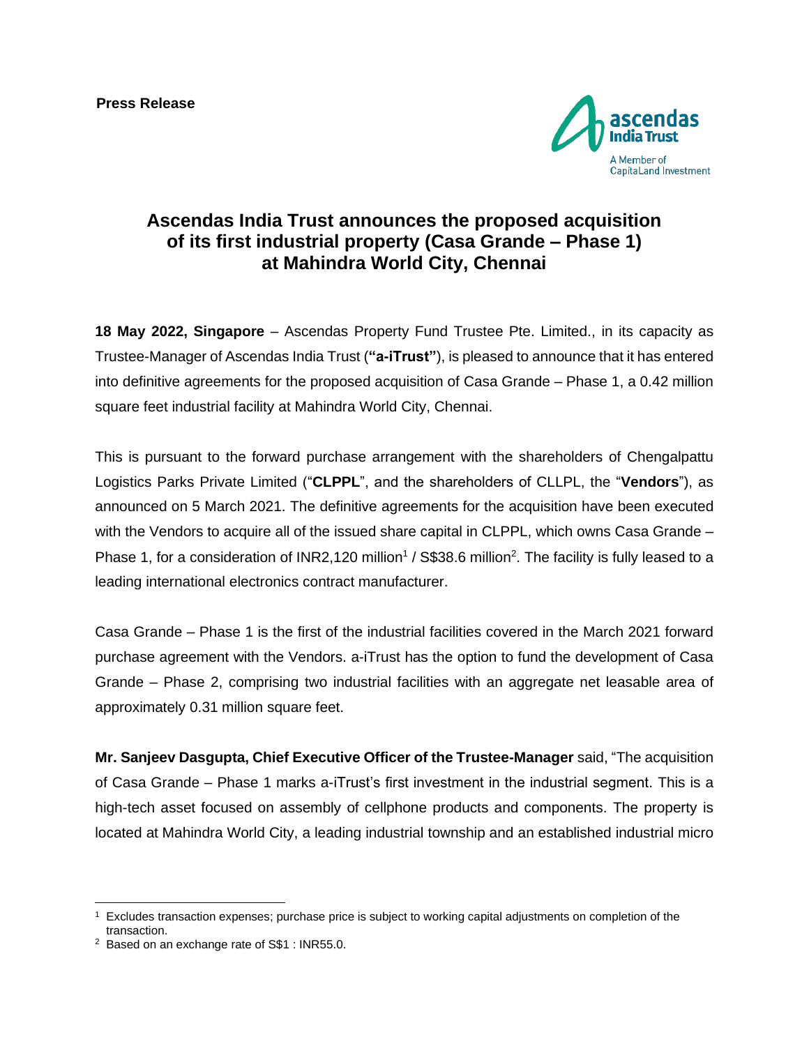**Press Release**

ascendas India Trust
A Member of CapitaLand Investment

# Ascendas India Trust announces the proposed acquisition of its first industrial property (Casa Grande – Phase 1) at Mahindra World City, Chennai

**18 May 2022, Singapore** – Ascendas Property Fund Trustee Pte. Limited., in its capacity as Trustee-Manager of Ascendas India Trust (**"a-iTrust"**), is pleased to announce that it has entered into definitive agreements for the proposed acquisition of Casa Grande – Phase 1, a 0.42 million square feet industrial facility at Mahindra World City, Chennai.

This is pursuant to the forward purchase arrangement with the shareholders of Chengalpattu Logistics Parks Private Limited ("**CLPPL**", and the shareholders of CLLPL, the "**Vendors**"), as announced on 5 March 2021. The definitive agreements for the acquisition have been executed with the Vendors to acquire all of the issued share capital in CLPPL, which owns Casa Grande – Phase 1, for a consideration of INR2,120 million[1] / S$38.6 million[2]. The facility is fully leased to a leading international electronics contract manufacturer.

Casa Grande – Phase 1 is the first of the industrial facilities covered in the March 2021 forward purchase agreement with the Vendors. a-iTrust has the option to fund the development of Casa Grande – Phase 2, comprising two industrial facilities with an aggregate net leasable area of approximately 0.31 million square feet.

**Mr. Sanjeev Dasgupta, Chief Executive Officer of the Trustee-Manager** said, "The acquisition of Casa Grande – Phase 1 marks a-iTrust's first investment in the industrial segment. This is a high-tech asset focused on assembly of cellphone products and components. The property is located at Mahindra World City, a leading industrial township and an established industrial micro

---

[1] Excludes transaction expenses; purchase price is subject to working capital adjustments on completion of the transaction.

[2] Based on an exchange rate of S$1 : INR55.0.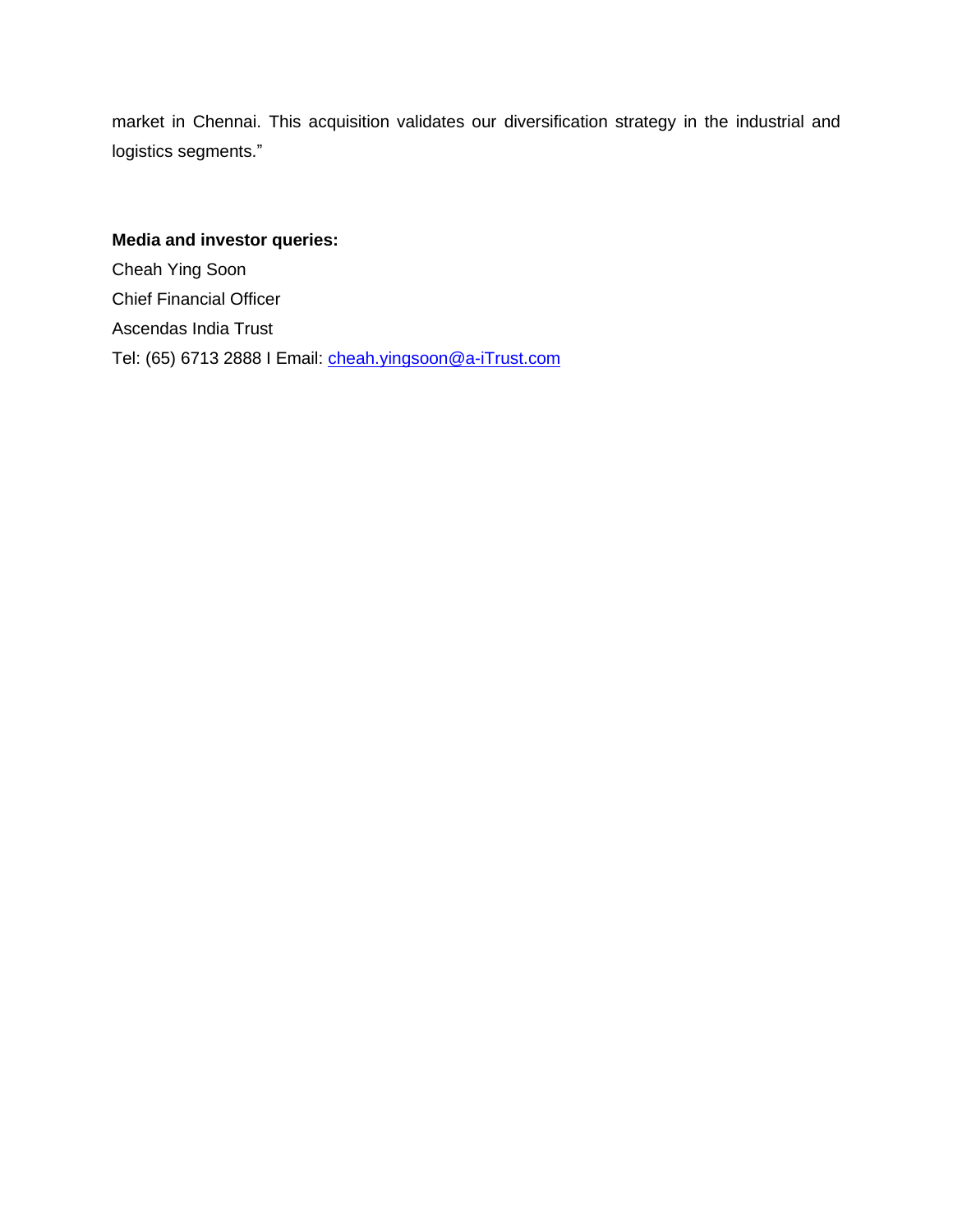market in Chennai. This acquisition validates our diversification strategy in the industrial and logistics segments."

**Media and investor queries:**

Cheah Ying Soon
Chief Financial Officer
Ascendas India Trust
Tel: (65) 6713 2888 I Email: cheah.yingsoon@a-iTrust.com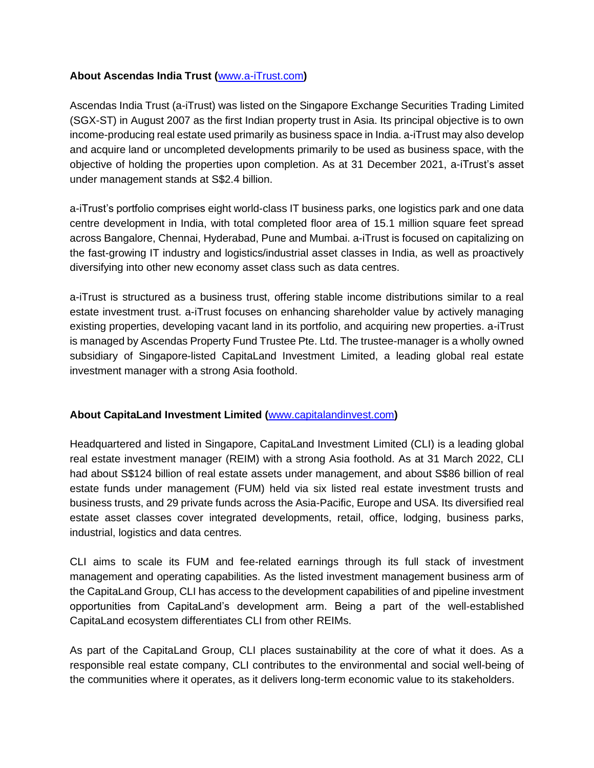**About Ascendas India Trust (www.a-iTrust.com)**

Ascendas India Trust (a-iTrust) was listed on the Singapore Exchange Securities Trading Limited (SGX-ST) in August 2007 as the first Indian property trust in Asia. Its principal objective is to own income-producing real estate used primarily as business space in India. a-iTrust may also develop and acquire land or uncompleted developments primarily to be used as business space, with the objective of holding the properties upon completion. As at 31 December 2021, a-iTrust's asset under management stands at S$2.4 billion.

a-iTrust's portfolio comprises eight world-class IT business parks, one logistics park and one data centre development in India, with total completed floor area of 15.1 million square feet spread across Bangalore, Chennai, Hyderabad, Pune and Mumbai. a-iTrust is focused on capitalizing on the fast-growing IT industry and logistics/industrial asset classes in India, as well as proactively diversifying into other new economy asset class such as data centres.

a-iTrust is structured as a business trust, offering stable income distributions similar to a real estate investment trust. a-iTrust focuses on enhancing shareholder value by actively managing existing properties, developing vacant land in its portfolio, and acquiring new properties. a-iTrust is managed by Ascendas Property Fund Trustee Pte. Ltd. The trustee-manager is a wholly owned subsidiary of Singapore-listed CapitaLand Investment Limited, a leading global real estate investment manager with a strong Asia foothold.

**About CapitaLand Investment Limited (www.capitalandinvest.com)**

Headquartered and listed in Singapore, CapitaLand Investment Limited (CLI) is a leading global real estate investment manager (REIM) with a strong Asia foothold. As at 31 March 2022, CLI had about S$124 billion of real estate assets under management, and about S$86 billion of real estate funds under management (FUM) held via six listed real estate investment trusts and business trusts, and 29 private funds across the Asia-Pacific, Europe and USA. Its diversified real estate asset classes cover integrated developments, retail, office, lodging, business parks, industrial, logistics and data centres.

CLI aims to scale its FUM and fee-related earnings through its full stack of investment management and operating capabilities. As the listed investment management business arm of the CapitaLand Group, CLI has access to the development capabilities of and pipeline investment opportunities from CapitaLand's development arm. Being a part of the well-established CapitaLand ecosystem differentiates CLI from other REIMs.

As part of the CapitaLand Group, CLI places sustainability at the core of what it does. As a responsible real estate company, CLI contributes to the environmental and social well-being of the communities where it operates, as it delivers long-term economic value to its stakeholders.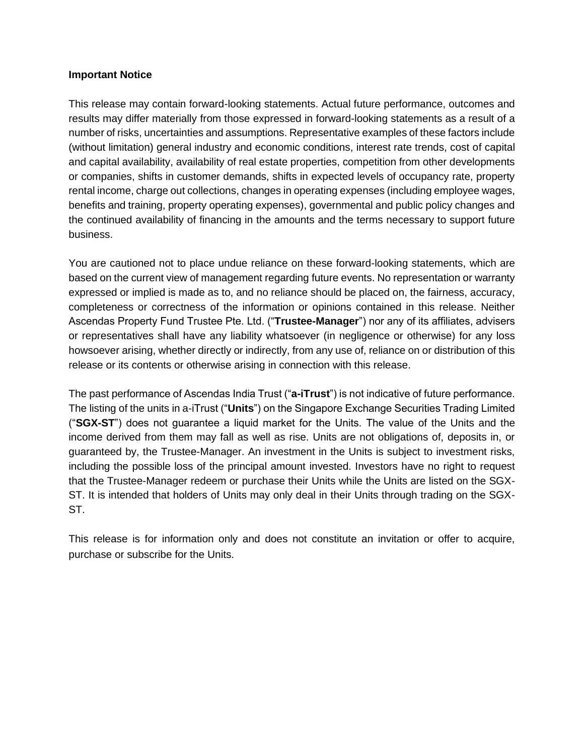**Important Notice**

This release may contain forward-looking statements. Actual future performance, outcomes and results may differ materially from those expressed in forward-looking statements as a result of a number of risks, uncertainties and assumptions. Representative examples of these factors include (without limitation) general industry and economic conditions, interest rate trends, cost of capital and capital availability, availability of real estate properties, competition from other developments or companies, shifts in customer demands, shifts in expected levels of occupancy rate, property rental income, charge out collections, changes in operating expenses (including employee wages, benefits and training, property operating expenses), governmental and public policy changes and the continued availability of financing in the amounts and the terms necessary to support future business.

You are cautioned not to place undue reliance on these forward-looking statements, which are based on the current view of management regarding future events. No representation or warranty expressed or implied is made as to, and no reliance should be placed on, the fairness, accuracy, completeness or correctness of the information or opinions contained in this release. Neither Ascendas Property Fund Trustee Pte. Ltd. ("**Trustee-Manager**") nor any of its affiliates, advisers or representatives shall have any liability whatsoever (in negligence or otherwise) for any loss howsoever arising, whether directly or indirectly, from any use of, reliance on or distribution of this release or its contents or otherwise arising in connection with this release.

The past performance of Ascendas India Trust ("**a-iTrust**") is not indicative of future performance. The listing of the units in a-iTrust ("**Units**") on the Singapore Exchange Securities Trading Limited ("**SGX-ST**") does not guarantee a liquid market for the Units. The value of the Units and the income derived from them may fall as well as rise. Units are not obligations of, deposits in, or guaranteed by, the Trustee-Manager. An investment in the Units is subject to investment risks, including the possible loss of the principal amount invested. Investors have no right to request that the Trustee-Manager redeem or purchase their Units while the Units are listed on the SGX-ST. It is intended that holders of Units may only deal in their Units through trading on the SGX-ST.

This release is for information only and does not constitute an invitation or offer to acquire, purchase or subscribe for the Units.